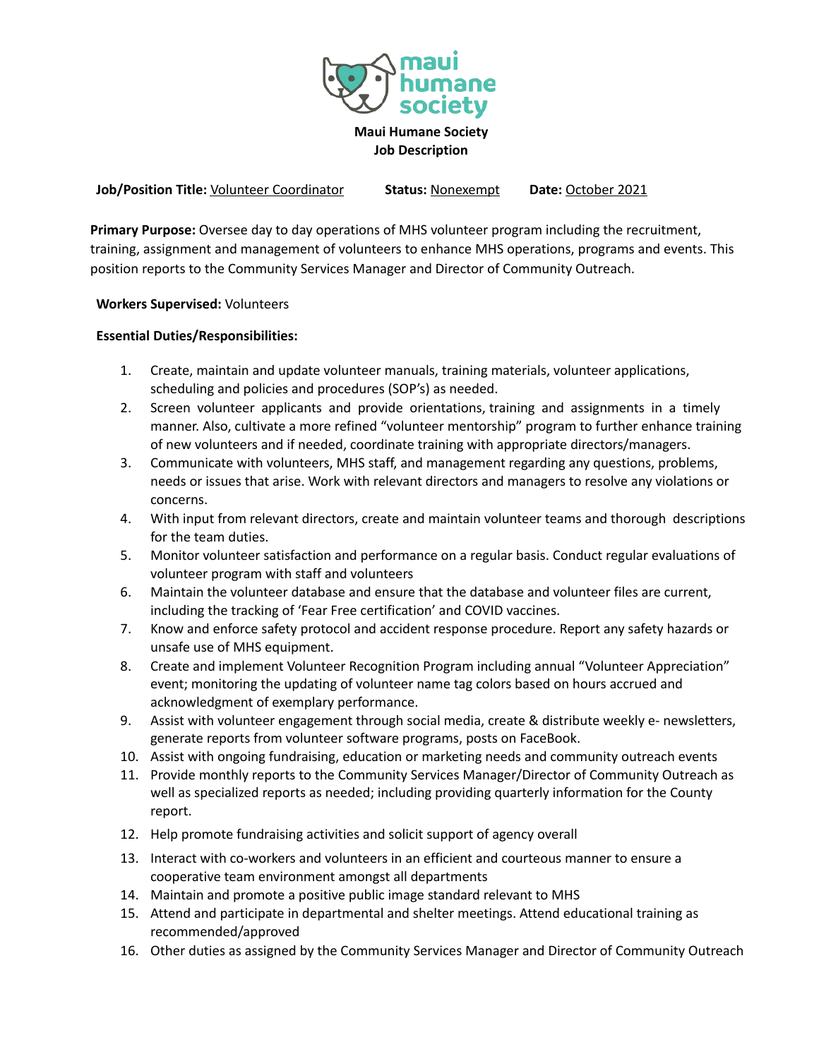# Maui Humane Society
## Job Description

**Job/Position Title:** Volunteer Coordinator **Status:** Nonexempt **Date:** October 2021

**Primary Purpose:** Oversee day to day operations of MHS volunteer program including the recruitment, training, assignment and management of volunteers to enhance MHS operations, programs and events. This position reports to the Community Services Manager and Director of Community Outreach.

**Workers Supervised:** Volunteers

**Essential Duties/Responsibilities:**

1. Create, maintain and update volunteer manuals, training materials, volunteer applications, scheduling and policies and procedures (SOP's) as needed.
2. Screen volunteer applicants and provide orientations, training and assignments in a timely manner. Also, cultivate a more refined "volunteer mentorship" program to further enhance training of new volunteers and if needed, coordinate training with appropriate directors/managers.
3. Communicate with volunteers, MHS staff, and management regarding any questions, problems, needs or issues that arise. Work with relevant directors and managers to resolve any violations or concerns.
4. With input from relevant directors, create and maintain volunteer teams and thorough descriptions for the team duties.
5. Monitor volunteer satisfaction and performance on a regular basis. Conduct regular evaluations of volunteer program with staff and volunteers
6. Maintain the volunteer database and ensure that the database and volunteer files are current, including the tracking of 'Fear Free certification' and COVID vaccines.
7. Know and enforce safety protocol and accident response procedure. Report any safety hazards or unsafe use of MHS equipment.
8. Create and implement Volunteer Recognition Program including annual "Volunteer Appreciation" event; monitoring the updating of volunteer name tag colors based on hours accrued and acknowledgment of exemplary performance.
9. Assist with volunteer engagement through social media, create & distribute weekly e- newsletters, generate reports from volunteer software programs, posts on FaceBook.
10. Assist with ongoing fundraising, education or marketing needs and community outreach events
11. Provide monthly reports to the Community Services Manager/Director of Community Outreach as well as specialized reports as needed; including providing quarterly information for the County report.
12. Help promote fundraising activities and solicit support of agency overall
13. Interact with co-workers and volunteers in an efficient and courteous manner to ensure a cooperative team environment amongst all departments
14. Maintain and promote a positive public image standard relevant to MHS
15. Attend and participate in departmental and shelter meetings. Attend educational training as recommended/approved
16. Other duties as assigned by the Community Services Manager and Director of Community Outreach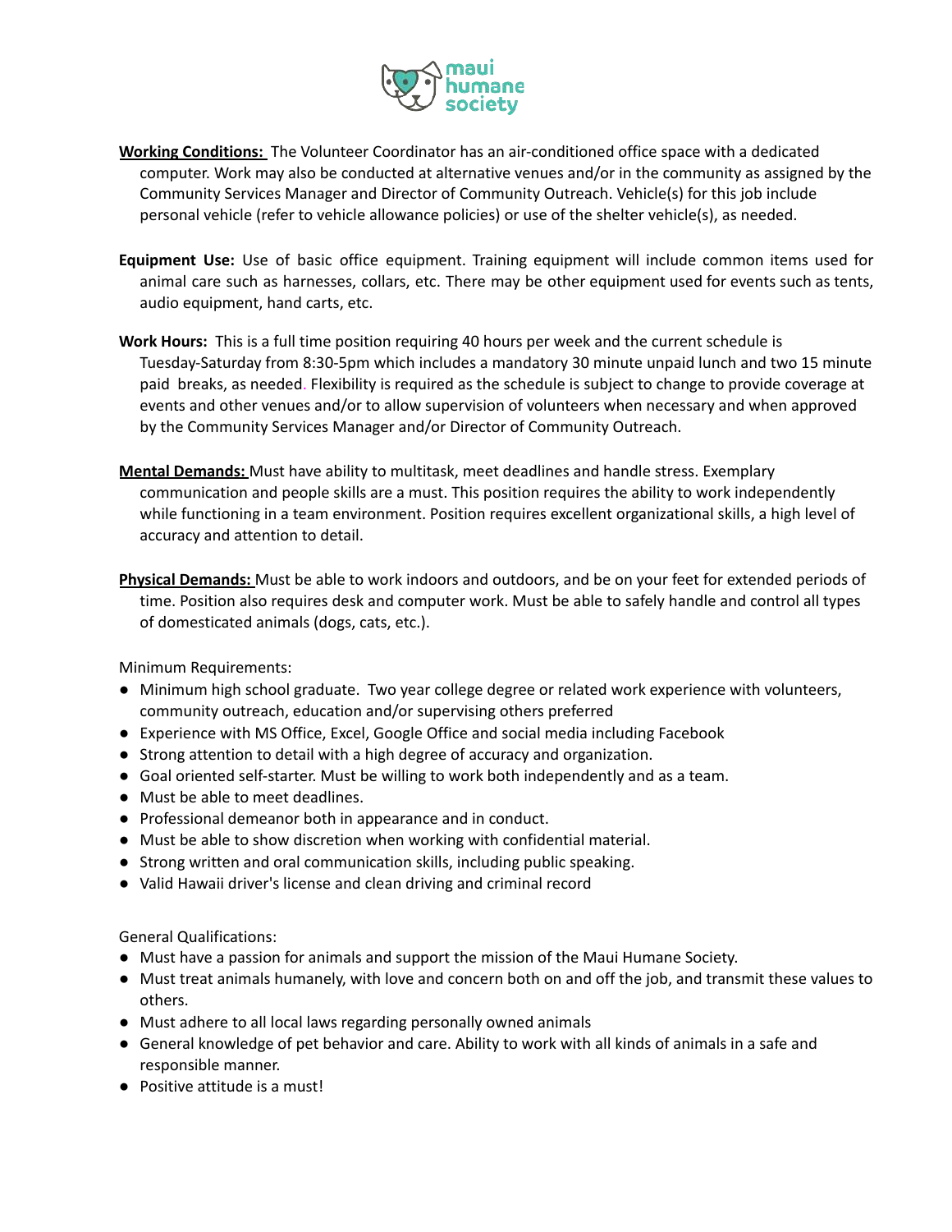**Working Conditions:** The Volunteer Coordinator has an air-conditioned office space with a dedicated computer. Work may also be conducted at alternative venues and/or in the community as assigned by the Community Services Manager and Director of Community Outreach. Vehicle(s) for this job include personal vehicle (refer to vehicle allowance policies) or use of the shelter vehicle(s), as needed.

**Equipment Use:** Use of basic office equipment. Training equipment will include common items used for animal care such as harnesses, collars, etc. There may be other equipment used for events such as tents, audio equipment, hand carts, etc.

**Work Hours:** This is a full time position requiring 40 hours per week and the current schedule is Tuesday-Saturday from 8:30-5pm which includes a mandatory 30 minute unpaid lunch and two 15 minute paid breaks, as needed. Flexibility is required as the schedule is subject to change to provide coverage at events and other venues and/or to allow supervision of volunteers when necessary and when approved by the Community Services Manager and/or Director of Community Outreach.

**Mental Demands:** Must have ability to multitask, meet deadlines and handle stress. Exemplary communication and people skills are a must. This position requires the ability to work independently while functioning in a team environment. Position requires excellent organizational skills, a high level of accuracy and attention to detail.

**Physical Demands:** Must be able to work indoors and outdoors, and be on your feet for extended periods of time. Position also requires desk and computer work. Must be able to safely handle and control all types of domesticated animals (dogs, cats, etc.).

Minimum Requirements:

- Minimum high school graduate. Two year college degree or related work experience with volunteers, community outreach, education and/or supervising others preferred
- Experience with MS Office, Excel, Google Office and social media including Facebook
- Strong attention to detail with a high degree of accuracy and organization.
- Goal oriented self-starter. Must be willing to work both independently and as a team.
- Must be able to meet deadlines.
- Professional demeanor both in appearance and in conduct.
- Must be able to show discretion when working with confidential material.
- Strong written and oral communication skills, including public speaking.
- Valid Hawaii driver's license and clean driving and criminal record

General Qualifications:

- Must have a passion for animals and support the mission of the Maui Humane Society.
- Must treat animals humanely, with love and concern both on and off the job, and transmit these values to others.
- Must adhere to all local laws regarding personally owned animals
- General knowledge of pet behavior and care. Ability to work with all kinds of animals in a safe and responsible manner.
- Positive attitude is a must!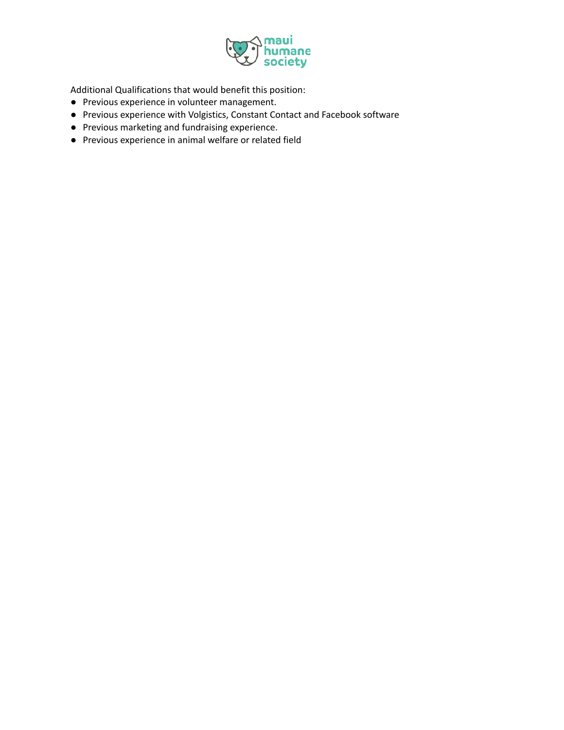Additional Qualifications that would benefit this position:

- Previous experience in volunteer management.
- Previous experience with Volgistics, Constant Contact and Facebook software
- Previous marketing and fundraising experience.
- Previous experience in animal welfare or related field